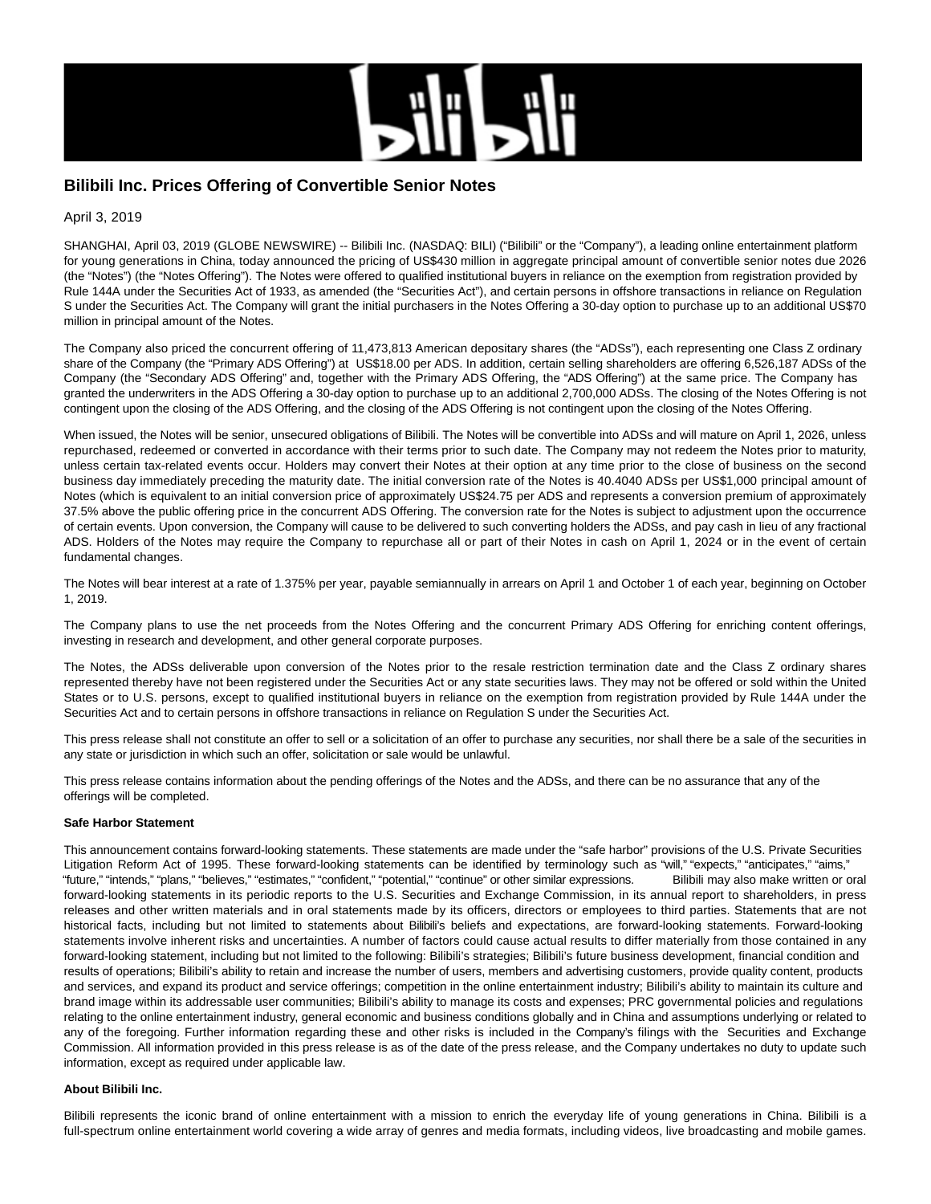# Bilibili Inc. Prices Offering of Convertible Senior Notes

April 3, 2019

SHANGHAI, April 03, 2019 (GLOBE NEWSWIRE) -- Bilibili Inc. (NASDAQ: BILI) ("Bilibili" or the "Company"), a leading online entertainment platform for young generations in China, today announced the pricing of US$430 million in aggregate principal amount of convertible senior notes due 2026 (the "Notes") (the "Notes Offering"). The Notes were offered to qualified institutional buyers in reliance on the exemption from registration provided by Rule 144A under the Securities Act of 1933, as amended (the "Securities Act"), and certain persons in offshore transactions in reliance on Regulation S under the Securities Act. The Company will grant the initial purchasers in the Notes Offering a 30-day option to purchase up to an additional US$70 million in principal amount of the Notes.

The Company also priced the concurrent offering of 11,473,813 American depositary shares (the "ADSs"), each representing one Class Z ordinary share of the Company (the "Primary ADS Offering") at US$18.00 per ADS. In addition, certain selling shareholders are offering 6,526,187 ADSs of the Company (the "Secondary ADS Offering" and, together with the Primary ADS Offering, the "ADS Offering") at the same price. The Company has granted the underwriters in the ADS Offering a 30-day option to purchase up to an additional 2,700,000 ADSs. The closing of the Notes Offering is not contingent upon the closing of the ADS Offering, and the closing of the ADS Offering is not contingent upon the closing of the Notes Offering.

When issued, the Notes will be senior, unsecured obligations of Bilibili. The Notes will be convertible into ADSs and will mature on April 1, 2026, unless repurchased, redeemed or converted in accordance with their terms prior to such date. The Company may not redeem the Notes prior to maturity, unless certain tax-related events occur. Holders may convert their Notes at their option at any time prior to the close of business on the second business day immediately preceding the maturity date. The initial conversion rate of the Notes is 40.4040 ADSs per US$1,000 principal amount of Notes (which is equivalent to an initial conversion price of approximately US$24.75 per ADS and represents a conversion premium of approximately 37.5% above the public offering price in the concurrent ADS Offering. The conversion rate for the Notes is subject to adjustment upon the occurrence of certain events. Upon conversion, the Company will cause to be delivered to such converting holders the ADSs, and pay cash in lieu of any fractional ADS. Holders of the Notes may require the Company to repurchase all or part of their Notes in cash on April 1, 2024 or in the event of certain fundamental changes.

The Notes will bear interest at a rate of 1.375% per year, payable semiannually in arrears on April 1 and October 1 of each year, beginning on October 1, 2019.

The Company plans to use the net proceeds from the Notes Offering and the concurrent Primary ADS Offering for enriching content offerings, investing in research and development, and other general corporate purposes.

The Notes, the ADSs deliverable upon conversion of the Notes prior to the resale restriction termination date and the Class Z ordinary shares represented thereby have not been registered under the Securities Act or any state securities laws. They may not be offered or sold within the United States or to U.S. persons, except to qualified institutional buyers in reliance on the exemption from registration provided by Rule 144A under the Securities Act and to certain persons in offshore transactions in reliance on Regulation S under the Securities Act.

This press release shall not constitute an offer to sell or a solicitation of an offer to purchase any securities, nor shall there be a sale of the securities in any state or jurisdiction in which such an offer, solicitation or sale would be unlawful.

This press release contains information about the pending offerings of the Notes and the ADSs, and there can be no assurance that any of the offerings will be completed.

**Safe Harbor Statement**

This announcement contains forward-looking statements. These statements are made under the "safe harbor" provisions of the U.S. Private Securities Litigation Reform Act of 1995. These forward-looking statements can be identified by terminology such as "will," "expects," "anticipates," "aims," "future," "intends," "plans," "believes," "estimates," "confident," "potential," "continue" or other similar expressions. Bilibili may also make written or oral forward-looking statements in its periodic reports to the U.S. Securities and Exchange Commission, in its annual report to shareholders, in press releases and other written materials and in oral statements made by its officers, directors or employees to third parties. Statements that are not historical facts, including but not limited to statements about Bilibili's beliefs and expectations, are forward-looking statements. Forward-looking statements involve inherent risks and uncertainties. A number of factors could cause actual results to differ materially from those contained in any forward-looking statement, including but not limited to the following: Bilibili's strategies; Bilibili's future business development, financial condition and results of operations; Bilibili's ability to retain and increase the number of users, members and advertising customers, provide quality content, products and services, and expand its product and service offerings; competition in the online entertainment industry; Bilibili's ability to maintain its culture and brand image within its addressable user communities; Bilibili's ability to manage its costs and expenses; PRC governmental policies and regulations relating to the online entertainment industry, general economic and business conditions globally and in China and assumptions underlying or related to any of the foregoing. Further information regarding these and other risks is included in the Company's filings with the Securities and Exchange Commission. All information provided in this press release is as of the date of the press release, and the Company undertakes no duty to update such information, except as required under applicable law.

**About Bilibili Inc.**

Bilibili represents the iconic brand of online entertainment with a mission to enrich the everyday life of young generations in China. Bilibili is a full-spectrum online entertainment world covering a wide array of genres and media formats, including videos, live broadcasting and mobile games.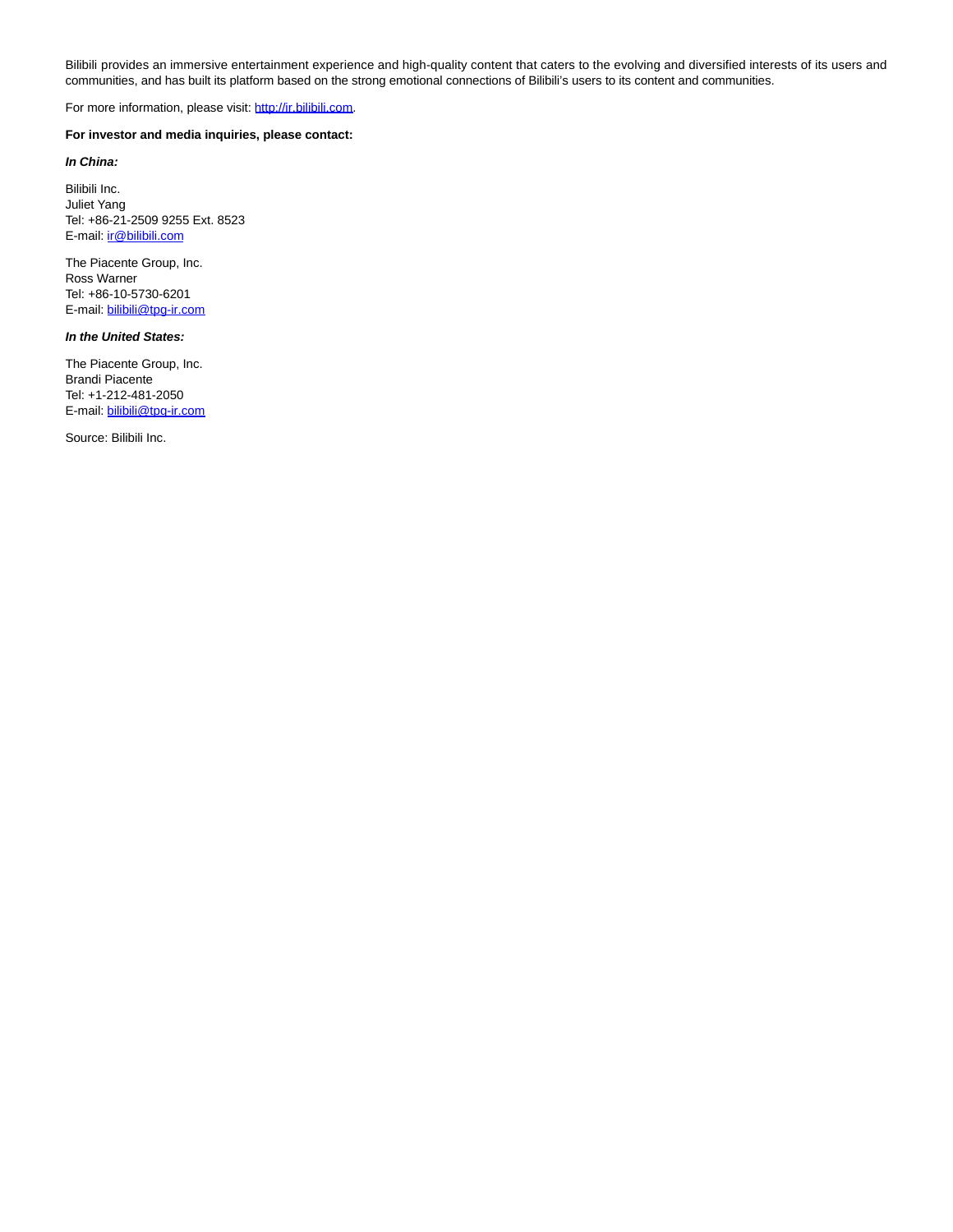Bilibili provides an immersive entertainment experience and high-quality content that caters to the evolving and diversified interests of its users and communities, and has built its platform based on the strong emotional connections of Bilibili's users to its content and communities.

For more information, please visit: http://ir.bilibili.com.

**For investor and media inquiries, please contact:**

***In China:***

Bilibili Inc.
Juliet Yang
Tel: +86-21-2509 9255 Ext. 8523
E-mail: ir@bilibili.com

The Piacente Group, Inc.
Ross Warner
Tel: +86-10-5730-6201
E-mail: bilibili@tpg-ir.com

***In the United States:***

The Piacente Group, Inc.
Brandi Piacente
Tel: +1-212-481-2050
E-mail: bilibili@tpg-ir.com

Source: Bilibili Inc.